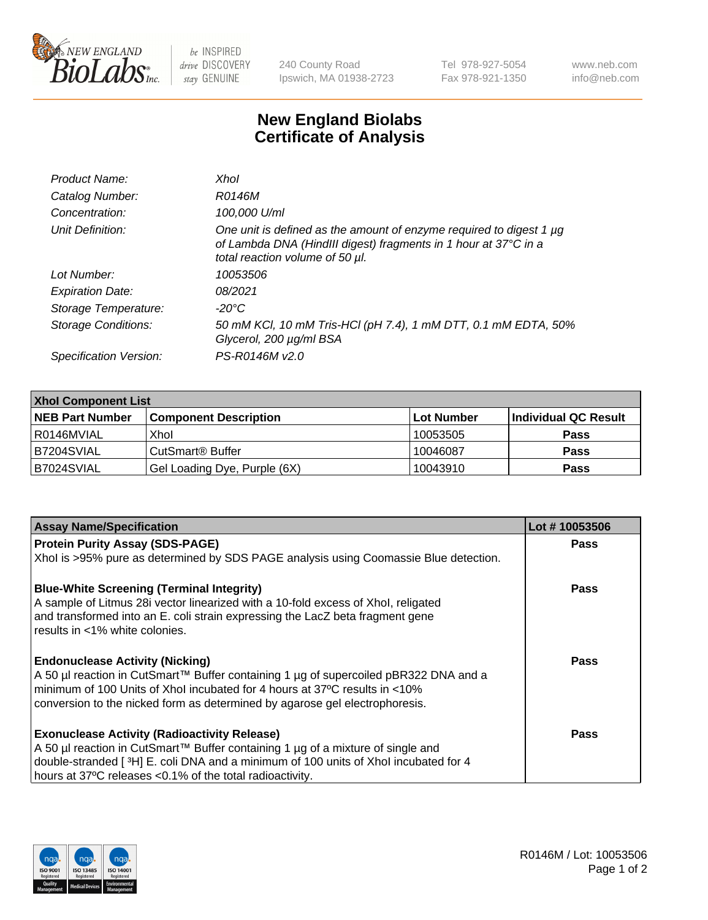240 County Road
Ipswich, MA 01938-2723

Tel 978-927-5054
Fax 978-921-1350

www.neb.com
info@neb.com

# New England Biolabs
# Certificate of Analysis

| | |
|---|---|
| *Product Name:* | *XhoI* |
| *Catalog Number:* | *R0146M* |
| *Concentration:* | *100,000 U/ml* |
| *Unit Definition:* | *One unit is defined as the amount of enzyme required to digest 1 µg of Lambda DNA (HindIII digest) fragments in 1 hour at 37°C in a total reaction volume of 50 µl.* |
| *Lot Number:* | *10053506* |
| *Expiration Date:* | *08/2021* |
| *Storage Temperature:* | *-20°C* |
| *Storage Conditions:* | *50 mM KCl, 10 mM Tris-HCl (pH 7.4), 1 mM DTT, 0.1 mM EDTA, 50% Glycerol, 200 µg/ml BSA* |
| *Specification Version:* | *PS-R0146M v2.0* |

| XhoI Component List | | | |
|---|---|---|---|
| **NEB Part Number** | **Component Description** | **Lot Number** | **Individual QC Result** |
| R0146MVIAL | XhoI | 10053505 | **Pass** |
| B7204SVIAL | CutSmart® Buffer | 10046087 | **Pass** |
| B7024SVIAL | Gel Loading Dye, Purple (6X) | 10043910 | **Pass** |

| Assay Name/Specification | Lot # 10053506 |
|---|---|
| **Protein Purity Assay (SDS-PAGE)**<br>XhoI is >95% pure as determined by SDS PAGE analysis using Coomassie Blue detection. | **Pass** |
| **Blue-White Screening (Terminal Integrity)**<br>A sample of Litmus 28i vector linearized with a 10-fold excess of XhoI, religated and transformed into an E. coli strain expressing the LacZ beta fragment gene results in <1% white colonies. | **Pass** |
| **Endonuclease Activity (Nicking)**<br>A 50 µl reaction in CutSmart™ Buffer containing 1 µg of supercoiled pBR322 DNA and a minimum of 100 Units of XhoI incubated for 4 hours at 37ºC results in <10% conversion to the nicked form as determined by agarose gel electrophoresis. | **Pass** |
| **Exonuclease Activity (Radioactivity Release)**<br>A 50 µl reaction in CutSmart™ Buffer containing 1 µg of a mixture of single and double-stranded [ $^3$H] E. coli DNA and a minimum of 100 units of XhoI incubated for 4 hours at 37ºC releases <0.1% of the total radioactivity. | **Pass** |

R0146M / Lot: 10053506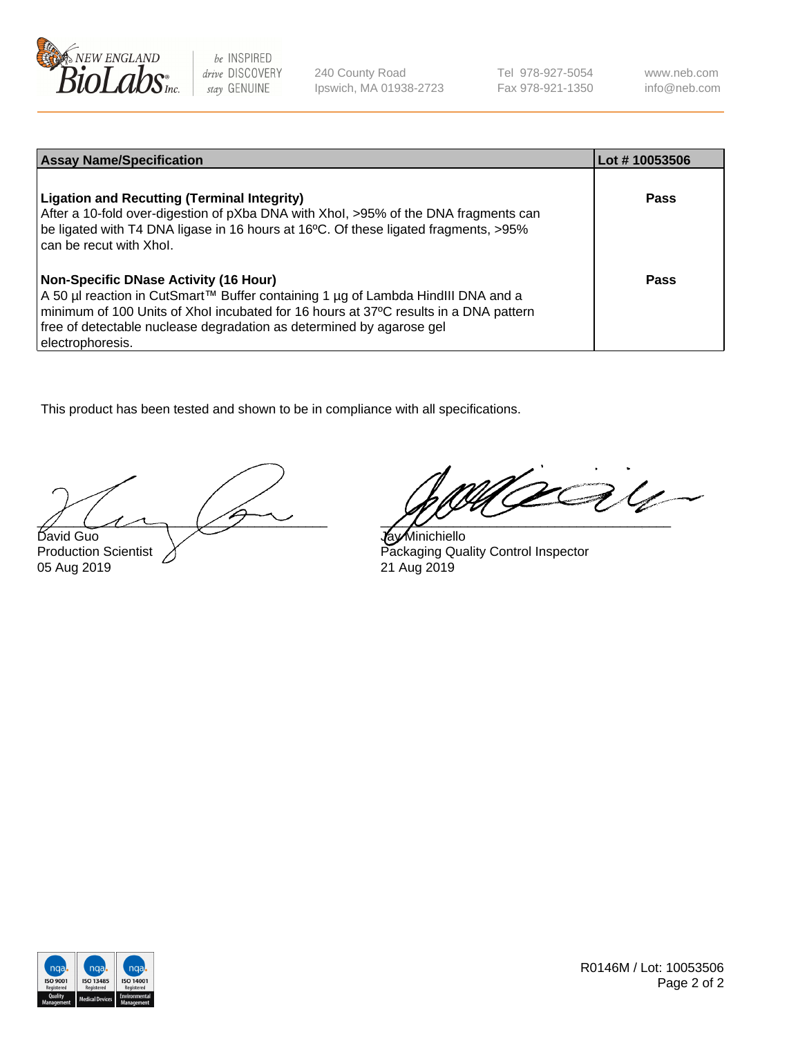240 County Road
Ipswich, MA 01938-2723

Tel 978-927-5054
Fax 978-921-1350

www.neb.com
info@neb.com

| Assay Name/Specification | Lot # 10053506 |
| --- | --- |
| **Ligation and Recutting (Terminal Integrity)**<br>After a 10-fold over-digestion of pXba DNA with XhoI, >95% of the DNA fragments can be ligated with T4 DNA ligase in 16 hours at 16ºC. Of these ligated fragments, >95% can be recut with XhoI. | Pass |
| **Non-Specific DNase Activity (16 Hour)**<br>A 50 µl reaction in CutSmart™ Buffer containing 1 µg of Lambda HindIII DNA and a minimum of 100 Units of XhoI incubated for 16 hours at 37ºC results in a DNA pattern free of detectable nuclease degradation as determined by agarose gel electrophoresis. | Pass |

This product has been tested and shown to be in compliance with all specifications.

David Guo
Production Scientist
05 Aug 2019

Jay Minichiello
Packaging Quality Control Inspector
21 Aug 2019

R0146M / Lot: 10053506